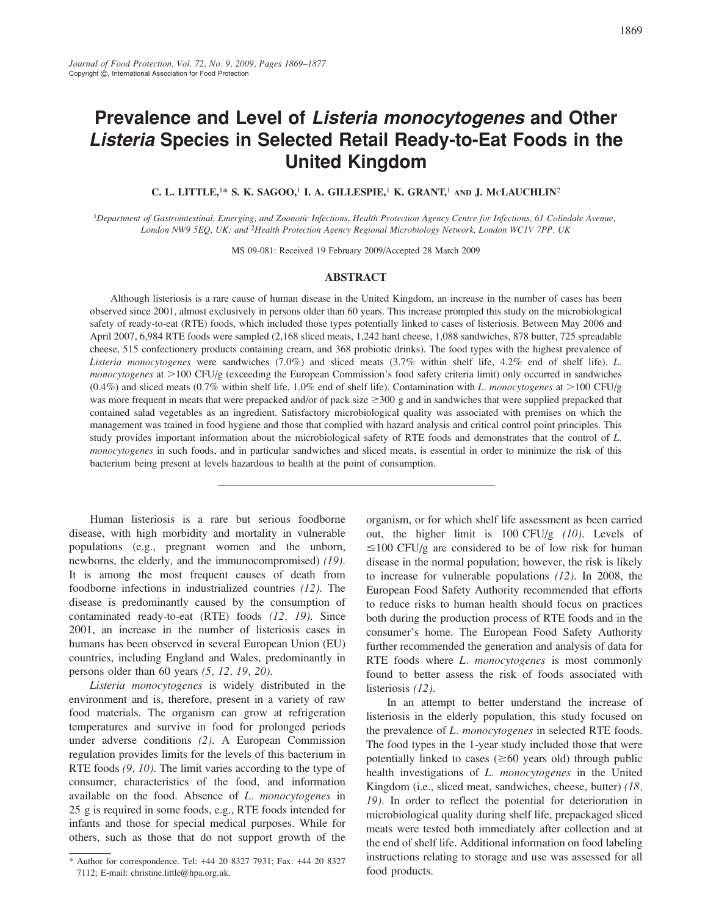# Prevalence and Level of *Listeria monocytogenes* and Other *Listeria* Species in Selected Retail Ready-to-Eat Foods in the United Kingdom

C. L. LITTLE,[1]* S. K. SAGOO,[1] I. A. GILLESPIE,[1] K. GRANT,[1] AND J. MCLAUCHLIN[2]

[1]Department of Gastrointestinal, Emerging, and Zoonotic Infections, Health Protection Agency Centre for Infections, 61 Colindale Avenue, London NW9 5EQ, UK; and [2]Health Protection Agency Regional Microbiology Network, London WC1V 7PP, UK

MS 09-081: Received 19 February 2009/Accepted 28 March 2009

## ABSTRACT

Although listeriosis is a rare cause of human disease in the United Kingdom, an increase in the number of cases has been observed since 2001, almost exclusively in persons older than 60 years. This increase prompted this study on the microbiological safety of ready-to-eat (RTE) foods, which included those types potentially linked to cases of listeriosis. Between May 2006 and April 2007, 6,984 RTE foods were sampled (2,168 sliced meats, 1,242 hard cheese, 1,088 sandwiches, 878 butter, 725 spreadable cheese, 515 confectionery products containing cream, and 368 probiotic drinks). The food types with the highest prevalence of *Listeria monocytogenes* were sandwiches (7.0%) and sliced meats (3.7% within shelf life, 4.2% end of shelf life). *L. monocytogenes* at >100 CFU/g (exceeding the European Commission's food safety criteria limit) only occurred in sandwiches (0.4%) and sliced meats (0.7% within shelf life, 1.0% end of shelf life). Contamination with *L. monocytogenes* at >100 CFU/g was more frequent in meats that were prepacked and/or of pack size ≥300 g and in sandwiches that were supplied prepacked that contained salad vegetables as an ingredient. Satisfactory microbiological quality was associated with premises on which the management was trained in food hygiene and those that complied with hazard analysis and critical control point principles. This study provides important information about the microbiological safety of RTE foods and demonstrates that the control of *L. monocytogenes* in such foods, and in particular sandwiches and sliced meats, is essential in order to minimize the risk of this bacterium being present at levels hazardous to health at the point of consumption.

---

Human listeriosis is a rare but serious foodborne disease, with high morbidity and mortality in vulnerable populations (e.g., pregnant women and the unborn, newborns, the elderly, and the immunocompromised) *(19)*. It is among the most frequent causes of death from foodborne infections in industrialized countries *(12)*. The disease is predominantly caused by the consumption of contaminated ready-to-eat (RTE) foods *(12, 19)*. Since 2001, an increase in the number of listeriosis cases in humans has been observed in several European Union (EU) countries, including England and Wales, predominantly in persons older than 60 years *(5, 12, 19, 20)*.

*Listeria monocytogenes* is widely distributed in the environment and is, therefore, present in a variety of raw food materials. The organism can grow at refrigeration temperatures and survive in food for prolonged periods under adverse conditions *(2)*. A European Commission regulation provides limits for the levels of this bacterium in RTE foods *(9, 10)*. The limit varies according to the type of consumer, characteristics of the food, and information available on the food. Absence of *L. monocytogenes* in 25 g is required in some foods, e.g., RTE foods intended for infants and those for special medical purposes. While for others, such as those that do not support growth of the organism, or for which shelf life assessment as been carried out, the higher limit is 100 CFU/g *(10)*. Levels of ≤100 CFU/g are considered to be of low risk for human disease in the normal population; however, the risk is likely to increase for vulnerable populations *(12)*. In 2008, the European Food Safety Authority recommended that efforts to reduce risks to human health should focus on practices both during the production process of RTE foods and in the consumer's home. The European Food Safety Authority further recommended the generation and analysis of data for RTE foods where *L. monocytogenes* is most commonly found to better assess the risk of foods associated with listeriosis *(12)*.

In an attempt to better understand the increase of listeriosis in the elderly population, this study focused on the prevalence of *L. monocytogenes* in selected RTE foods. The food types in the 1-year study included those that were potentially linked to cases (≥60 years old) through public health investigations of *L. monocytogenes* in the United Kingdom (i.e., sliced meat, sandwiches, cheese, butter) *(18, 19)*. In order to reflect the potential for deterioration in microbiological quality during shelf life, prepackaged sliced meats were tested both immediately after collection and at the end of shelf life. Additional information on food labeling instructions relating to storage and use was assessed for all food products.

* Author for correspondence. Tel: +44 20 8327 7931; Fax: +44 20 8327 7112; E-mail: christine.little@hpa.org.uk.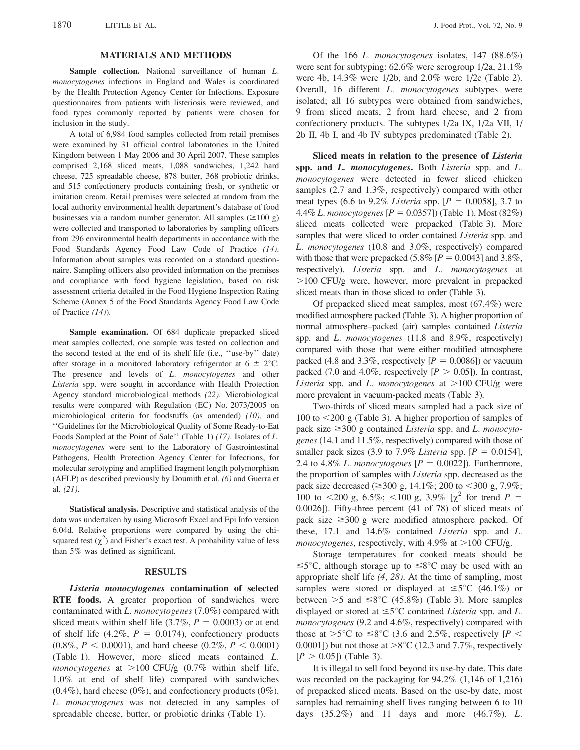## MATERIALS AND METHODS

**Sample collection.** National surveillance of human *L. monocytogenes* infections in England and Wales is coordinated by the Health Protection Agency Center for Infections. Exposure questionnaires from patients with listeriosis were reviewed, and food types commonly reported by patients were chosen for inclusion in the study.

A total of 6,984 food samples collected from retail premises were examined by 31 official control laboratories in the United Kingdom between 1 May 2006 and 30 April 2007. These samples comprised 2,168 sliced meats, 1,088 sandwiches, 1,242 hard cheese, 725 spreadable cheese, 878 butter, 368 probiotic drinks, and 515 confectionery products containing fresh, or synthetic or imitation cream. Retail premises were selected at random from the local authority environmental health department's database of food businesses via a random number generator. All samples ($\geq$100 g) were collected and transported to laboratories by sampling officers from 296 environmental health departments in accordance with the Food Standards Agency Food Law Code of Practice *(14)*. Information about samples was recorded on a standard questionnaire. Sampling officers also provided information on the premises and compliance with food hygiene legislation, based on risk assessment criteria detailed in the Food Hygiene Inspection Rating Scheme (Annex 5 of the Food Standards Agency Food Law Code of Practice *(14)*).

**Sample examination.** Of 684 duplicate prepacked sliced meat samples collected, one sample was tested on collection and the second tested at the end of its shelf life (i.e., ''use-by'' date) after storage in a monitored laboratory refrigerator at 6 $\pm$ 2°C. The presence and levels of *L. monocytogenes* and other *Listeria* spp. were sought in accordance with Health Protection Agency standard microbiological methods *(22)*. Microbiological results were compared with Regulation (EC) No. 2073/2005 on microbiological criteria for foodstuffs (as amended) *(10)*, and ''Guidelines for the Microbiological Quality of Some Ready-to-Eat Foods Sampled at the Point of Sale'' (Table 1) *(17)*. Isolates of *L. monocytogenes* were sent to the Laboratory of Gastrointestinal Pathogens, Health Protection Agency Center for Infections, for molecular serotyping and amplified fragment length polymorphism (AFLP) as described previously by Doumith et al. *(6)* and Guerra et al. *(21)*.

**Statistical analysis.** Descriptive and statistical analysis of the data was undertaken by using Microsoft Excel and Epi Info version 6.04d. Relative proportions were compared by using the chi-squared test ($\chi^2$) and Fisher's exact test. A probability value of less than 5% was defined as significant.

## RESULTS

***Listeria monocytogenes* contamination of selected RTE foods.** A greater proportion of sandwiches were contaminated with *L. monocytogenes* (7.0%) compared with sliced meats within shelf life (3.7%, $P$ = 0.0003) or at end of shelf life (4.2%, $P$ = 0.0174), confectionery products (0.8%, $P$ < 0.0001), and hard cheese (0.2%, $P$ < 0.0001) (Table 1). However, more sliced meats contained *L. monocytogenes* at >100 CFU/g (0.7% within shelf life, 1.0% at end of shelf life) compared with sandwiches (0.4%), hard cheese (0%), and confectionery products (0%). *L. monocytogenes* was not detected in any samples of spreadable cheese, butter, or probiotic drinks (Table 1).

Of the 166 *L. monocytogenes* isolates, 147 (88.6%) were sent for subtyping: 62.6% were serogroup 1/2a, 21.1% were 4b, 14.3% were 1/2b, and 2.0% were 1/2c (Table 2). Overall, 16 different *L. monocytogenes* subtypes were isolated; all 16 subtypes were obtained from sandwiches, 9 from sliced meats, 2 from hard cheese, and 2 from confectionery products. The subtypes 1/2a IX, 1/2a VII, 1/2b II, 4b I, and 4b IV subtypes predominated (Table 2).

**Sliced meats in relation to the presence of *Listeria* spp. and *L. monocytogenes*.** Both *Listeria* spp. and *L. monocytogenes* were detected in fewer sliced chicken samples (2.7 and 1.3%, respectively) compared with other meat types (6.6 to 9.2% *Listeria* spp. [$P$ = 0.0058], 3.7 to 4.4% *L. monocytogenes* [$P$ = 0.0357]) (Table 1). Most (82%) sliced meats collected were prepacked (Table 3). More samples that were sliced to order contained *Listeria* spp. and *L. monocytogenes* (10.8 and 3.0%, respectively) compared with those that were prepacked (5.8% [$P$ = 0.0043] and 3.8%, respectively). *Listeria* spp. and *L. monocytogenes* at >100 CFU/g were, however, more prevalent in prepacked sliced meats than in those sliced to order (Table 3).

Of prepacked sliced meat samples, most (67.4%) were modified atmosphere packed (Table 3). A higher proportion of normal atmosphere–packed (air) samples contained *Listeria* spp. and *L. monocytogenes* (11.8 and 8.9%, respectively) compared with those that were either modified atmosphere packed (4.8 and 3.3%, respectively [$P$ = 0.0086]) or vacuum packed (7.0 and 4.0%, respectively [$P$ > 0.05]). In contrast, *Listeria* spp. and *L. monocytogenes* at >100 CFU/g were more prevalent in vacuum-packed meats (Table 3).

Two-thirds of sliced meats sampled had a pack size of 100 to <200 g (Table 3). A higher proportion of samples of pack size $\geq$300 g contained *Listeria* spp. and *L. monocytogenes* (14.1 and 11.5%, respectively) compared with those of smaller pack sizes (3.9 to 7.9% *Listeria* spp. [$P$ = 0.0154], 2.4 to 4.8% *L. monocytogenes* [$P$ = 0.0022]). Furthermore, the proportion of samples with *Listeria* spp. decreased as the pack size decreased ($\geq$300 g, 14.1%; 200 to <300 g, 7.9%; 100 to <200 g, 6.5%; <100 g, 3.9% [$\chi^2$ for trend $P$ = 0.0026]). Fifty-three percent (41 of 78) of sliced meats of pack size $\geq$300 g were modified atmosphere packed. Of these, 17.1 and 14.6% contained *Listeria* spp. and *L. monocytogenes*, respectively, with 4.9% at >100 CFU/g.

Storage temperatures for cooked meats should be $\leq$5°C, although storage up to $\leq$8°C may be used with an appropriate shelf life *(4, 28)*. At the time of sampling, most samples were stored or displayed at $\leq$5°C (46.1%) or between >5 and $\leq$8°C (45.8%) (Table 3). More samples displayed or stored at $\leq$5°C contained *Listeria* spp. and *L. monocytogenes* (9.2 and 4.6%, respectively) compared with those at >5°C to $\leq$8°C (3.6 and 2.5%, respectively [$P$ < 0.0001]) but not those at >8°C (12.3 and 7.7%, respectively [$P$ > 0.05]) (Table 3).

It is illegal to sell food beyond its use-by date. This date was recorded on the packaging for 94.2% (1,146 of 1,216) of prepacked sliced meats. Based on the use-by date, most samples had remaining shelf lives ranging between 6 to 10 days (35.2%) and 11 days and more (46.7%). *L.*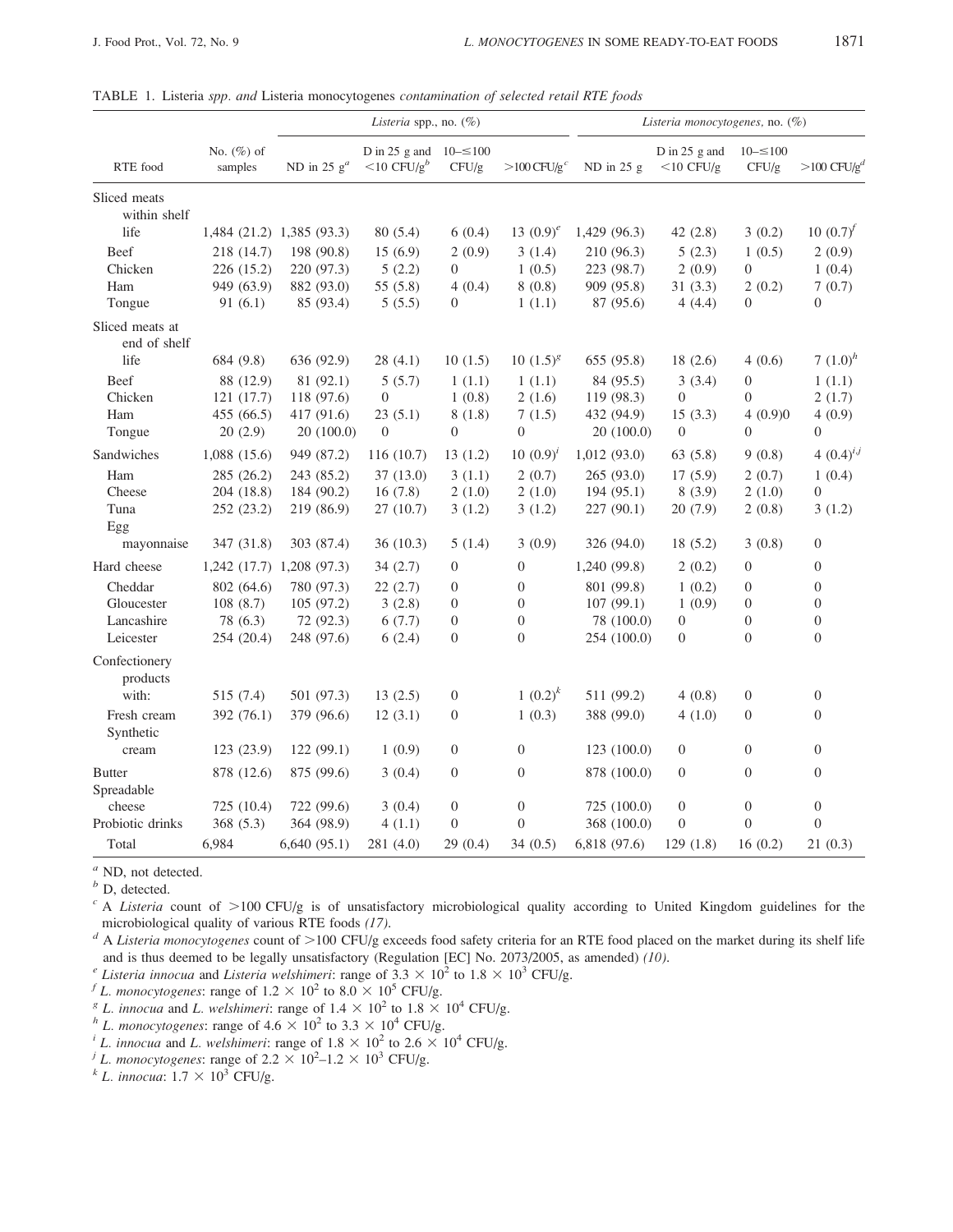TABLE 1. *Listeria spp. and Listeria monocytogenes contamination of selected retail RTE foods*

| | | *Listeria* spp., no. (%) | | | | *Listeria monocytogenes*, no. (%) | | | |
|---|---|---|---|---|---|---|---|---|---|
| RTE food | No. (%) of samples | ND in 25 g[a] | D in 25 g and <10 CFU/g[b] | 10–≤100 CFU/g | >100 CFU/g[c] | ND in 25 g | D in 25 g and <10 CFU/g | 10–≤100 CFU/g | >100 CFU/g[d] |
| Sliced meats within shelf life | 1,484 (21.2) | 1,385 (93.3) | 80 (5.4) | 6 (0.4) | 13 (0.9)[e] | 1,429 (96.3) | 42 (2.8) | 3 (0.2) | 10 (0.7)[f] |
| Beef | 218 (14.7) | 198 (90.8) | 15 (6.9) | 2 (0.9) | 3 (1.4) | 210 (96.3) | 5 (2.3) | 1 (0.5) | 2 (0.9) |
| Chicken | 226 (15.2) | 220 (97.3) | 5 (2.2) | 0 | 1 (0.5) | 223 (98.7) | 2 (0.9) | 0 | 1 (0.4) |
| Ham | 949 (63.9) | 882 (93.0) | 55 (5.8) | 4 (0.4) | 8 (0.8) | 909 (95.8) | 31 (3.3) | 2 (0.2) | 7 (0.7) |
| Tongue | 91 (6.1) | 85 (93.4) | 5 (5.5) | 0 | 1 (1.1) | 87 (95.6) | 4 (4.4) | 0 | 0 |
| Sliced meats at end of shelf life | 684 (9.8) | 636 (92.9) | 28 (4.1) | 10 (1.5) | 10 (1.5)[g] | 655 (95.8) | 18 (2.6) | 4 (0.6) | 7 (1.0)[h] |
| Beef | 88 (12.9) | 81 (92.1) | 5 (5.7) | 1 (1.1) | 1 (1.1) | 84 (95.5) | 3 (3.4) | 0 | 1 (1.1) |
| Chicken | 121 (17.7) | 118 (97.6) | 0 | 1 (0.8) | 2 (1.6) | 119 (98.3) | 0 | 0 | 2 (1.7) |
| Ham | 455 (66.5) | 417 (91.6) | 23 (5.1) | 8 (1.8) | 7 (1.5) | 432 (94.9) | 15 (3.3) | 4 (0.9)0 | 4 (0.9) |
| Tongue | 20 (2.9) | 20 (100.0) | 0 | 0 | 0 | 20 (100.0) | 0 | 0 | 0 |
| Sandwiches | 1,088 (15.6) | 949 (87.2) | 116 (10.7) | 13 (1.2) | 10 (0.9)[i] | 1,012 (93.0) | 63 (5.8) | 9 (0.8) | 4 (0.4)[i,j] |
| Ham | 285 (26.2) | 243 (85.2) | 37 (13.0) | 3 (1.1) | 2 (0.7) | 265 (93.0) | 17 (5.9) | 2 (0.7) | 1 (0.4) |
| Cheese | 204 (18.8) | 184 (90.2) | 16 (7.8) | 2 (1.0) | 2 (1.0) | 194 (95.1) | 8 (3.9) | 2 (1.0) | 0 |
| Tuna | 252 (23.2) | 219 (86.9) | 27 (10.7) | 3 (1.2) | 3 (1.2) | 227 (90.1) | 20 (7.9) | 2 (0.8) | 3 (1.2) |
| Egg mayonnaise | 347 (31.8) | 303 (87.4) | 36 (10.3) | 5 (1.4) | 3 (0.9) | 326 (94.0) | 18 (5.2) | 3 (0.8) | 0 |
| Hard cheese | 1,242 (17.7) | 1,208 (97.3) | 34 (2.7) | 0 | 0 | 1,240 (99.8) | 2 (0.2) | 0 | 0 |
| Cheddar | 802 (64.6) | 780 (97.3) | 22 (2.7) | 0 | 0 | 801 (99.8) | 1 (0.2) | 0 | 0 |
| Gloucester | 108 (8.7) | 105 (97.2) | 3 (2.8) | 0 | 0 | 107 (99.1) | 1 (0.9) | 0 | 0 |
| Lancashire | 78 (6.3) | 72 (92.3) | 6 (7.7) | 0 | 0 | 78 (100.0) | 0 | 0 | 0 |
| Leicester | 254 (20.4) | 248 (97.6) | 6 (2.4) | 0 | 0 | 254 (100.0) | 0 | 0 | 0 |
| Confectionery products with: | 515 (7.4) | 501 (97.3) | 13 (2.5) | 0 | 1 (0.2)[k] | 511 (99.2) | 4 (0.8) | 0 | 0 |
| Fresh cream | 392 (76.1) | 379 (96.6) | 12 (3.1) | 0 | 1 (0.3) | 388 (99.0) | 4 (1.0) | 0 | 0 |
| Synthetic cream | 123 (23.9) | 122 (99.1) | 1 (0.9) | 0 | 0 | 123 (100.0) | 0 | 0 | 0 |
| Butter | 878 (12.6) | 875 (99.6) | 3 (0.4) | 0 | 0 | 878 (100.0) | 0 | 0 | 0 |
| Spreadable cheese | 725 (10.4) | 722 (99.6) | 3 (0.4) | 0 | 0 | 725 (100.0) | 0 | 0 | 0 |
| Probiotic drinks | 368 (5.3) | 364 (98.9) | 4 (1.1) | 0 | 0 | 368 (100.0) | 0 | 0 | 0 |
| Total | 6,984 | 6,640 (95.1) | 281 (4.0) | 29 (0.4) | 34 (0.5) | 6,818 (97.6) | 129 (1.8) | 16 (0.2) | 21 (0.3) |

[a] ND, not detected.
[b] D, detected.
[c] A *Listeria* count of >100 CFU/g is of unsatisfactory microbiological quality according to United Kingdom guidelines for the microbiological quality of various RTE foods *(17)*.
[d] A *Listeria monocytogenes* count of >100 CFU/g exceeds food safety criteria for an RTE food placed on the market during its shelf life and is thus deemed to be legally unsatisfactory (Regulation [EC] No. 2073/2005, as amended) *(10)*.
[e] *Listeria innocua* and *Listeria welshimeri*: range of $3.3 \times 10^2$ to $1.8 \times 10^3$ CFU/g.
[f] *L. monocytogenes*: range of $1.2 \times 10^2$ to $8.0 \times 10^5$ CFU/g.
[g] *L. innocua* and *L. welshimeri*: range of $1.4 \times 10^2$ to $1.8 \times 10^4$ CFU/g.
[h] *L. monocytogenes*: range of $4.6 \times 10^2$ to $3.3 \times 10^4$ CFU/g.
[i] *L. innocua* and *L. welshimeri*: range of $1.8 \times 10^2$ to $2.6 \times 10^4$ CFU/g.
[j] *L. monocytogenes*: range of $2.2 \times 10^2$–$1.2 \times 10^3$ CFU/g.
[k] *L. innocua*: $1.7 \times 10^3$ CFU/g.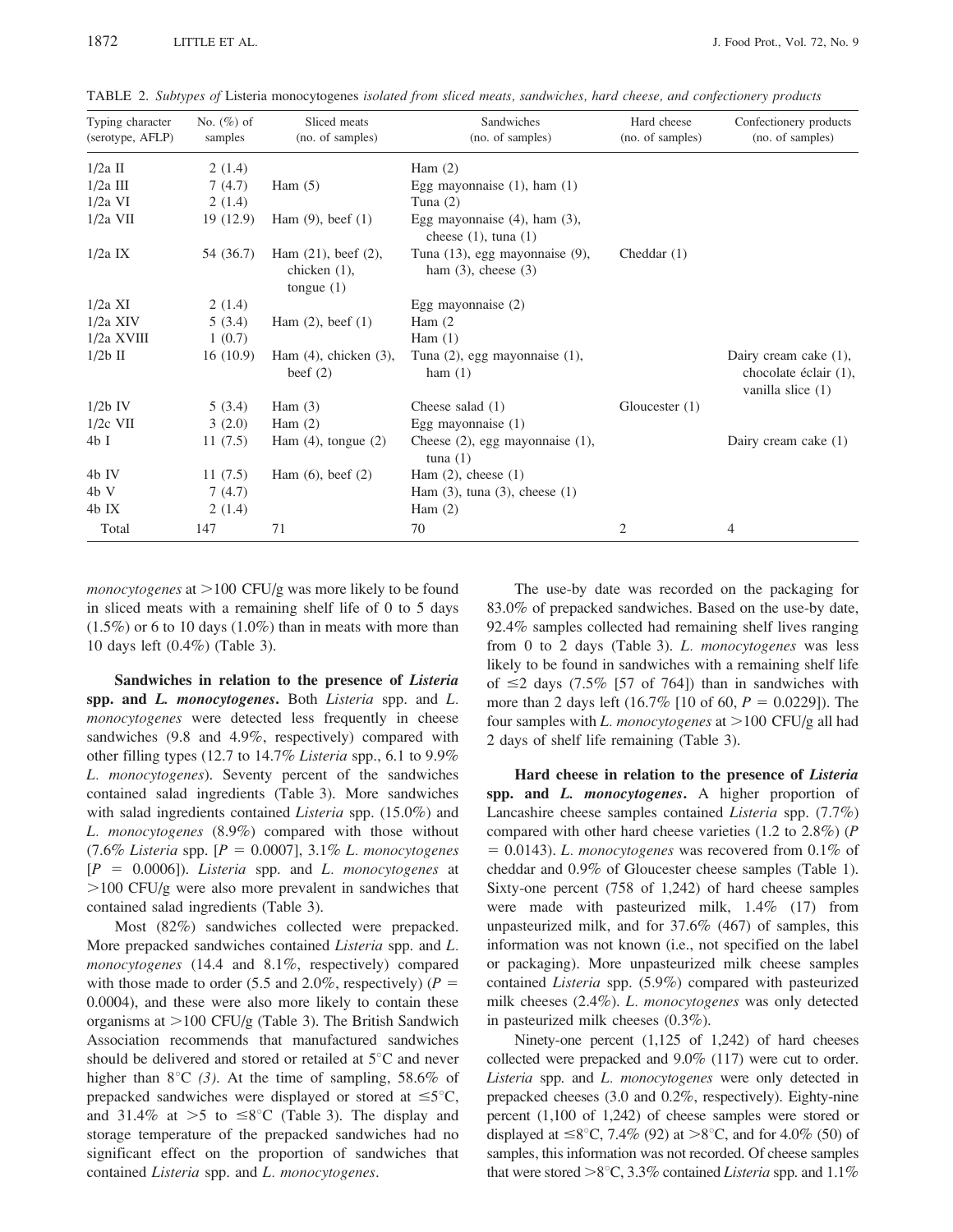TABLE 2. *Subtypes of* Listeria monocytogenes *isolated from sliced meats, sandwiches, hard cheese, and confectionery products*

| Typing character (serotype, AFLP) | No. (%) of samples | Sliced meats (no. of samples) | Sandwiches (no. of samples) | Hard cheese (no. of samples) | Confectionery products (no. of samples) |
|---|---|---|---|---|---|
| 1/2a II | 2 (1.4) | | Ham (2) | | |
| 1/2a III | 7 (4.7) | Ham (5) | Egg mayonnaise (1), ham (1) | | |
| 1/2a VI | 2 (1.4) | | Tuna (2) | | |
| 1/2a VII | 19 (12.9) | Ham (9), beef (1) | Egg mayonnaise (4), ham (3), cheese (1), tuna (1) | | |
| 1/2a IX | 54 (36.7) | Ham (21), beef (2), chicken (1), tongue (1) | Tuna (13), egg mayonnaise (9), ham (3), cheese (3) | Cheddar (1) | |
| 1/2a XI | 2 (1.4) | | Egg mayonnaise (2) | | |
| 1/2a XIV | 5 (3.4) | Ham (2), beef (1) | Ham (2 | | |
| 1/2a XVIII | 1 (0.7) | | Ham (1) | | |
| 1/2b II | 16 (10.9) | Ham (4), chicken (3), beef (2) | Tuna (2), egg mayonnaise (1), ham (1) | | Dairy cream cake (1), chocolate éclair (1), vanilla slice (1) |
| 1/2b IV | 5 (3.4) | Ham (3) | Cheese salad (1) | Gloucester (1) | |
| 1/2c VII | 3 (2.0) | Ham (2) | Egg mayonnaise (1) | | |
| 4b I | 11 (7.5) | Ham (4), tongue (2) | Cheese (2), egg mayonnaise (1), tuna (1) | | Dairy cream cake (1) |
| 4b IV | 11 (7.5) | Ham (6), beef (2) | Ham (2), cheese (1) | | |
| 4b V | 7 (4.7) | | Ham (3), tuna (3), cheese (1) | | |
| 4b IX | 2 (1.4) | | Ham (2) | | |
| Total | 147 | 71 | 70 | 2 | 4 |

*monocytogenes* at >100 CFU/g was more likely to be found in sliced meats with a remaining shelf life of 0 to 5 days (1.5%) or 6 to 10 days (1.0%) than in meats with more than 10 days left (0.4%) (Table 3).

**Sandwiches in relation to the presence of *Listeria* spp. and *L. monocytogenes*.** Both *Listeria* spp. and *L. monocytogenes* were detected less frequently in cheese sandwiches (9.8 and 4.9%, respectively) compared with other filling types (12.7 to 14.7% *Listeria* spp., 6.1 to 9.9% *L. monocytogenes*). Seventy percent of the sandwiches contained salad ingredients (Table 3). More sandwiches with salad ingredients contained *Listeria* spp. (15.0%) and *L. monocytogenes* (8.9%) compared with those without (7.6% *Listeria* spp. [$P = 0.0007$], 3.1% *L. monocytogenes* [$P = 0.0006$]). *Listeria* spp. and *L. monocytogenes* at >100 CFU/g were also more prevalent in sandwiches that contained salad ingredients (Table 3).

Most (82%) sandwiches collected were prepacked. More prepacked sandwiches contained *Listeria* spp. and *L. monocytogenes* (14.4 and 8.1%, respectively) compared with those made to order (5.5 and 2.0%, respectively) ($P = 0.0004$), and these were also more likely to contain these organisms at >100 CFU/g (Table 3). The British Sandwich Association recommends that manufactured sandwiches should be delivered and stored or retailed at 5°C and never higher than 8°C *(3)*. At the time of sampling, 58.6% of prepacked sandwiches were displayed or stored at ≤5°C, and 31.4% at >5 to ≤8°C (Table 3). The display and storage temperature of the prepacked sandwiches had no significant effect on the proportion of sandwiches that contained *Listeria* spp. and *L. monocytogenes*.

The use-by date was recorded on the packaging for 83.0% of prepacked sandwiches. Based on the use-by date, 92.4% samples collected had remaining shelf lives ranging from 0 to 2 days (Table 3). *L. monocytogenes* was less likely to be found in sandwiches with a remaining shelf life of ≤2 days (7.5% [57 of 764]) than in sandwiches with more than 2 days left (16.7% [10 of 60, $P = 0.0229$]). The four samples with *L. monocytogenes* at >100 CFU/g all had 2 days of shelf life remaining (Table 3).

**Hard cheese in relation to the presence of *Listeria* spp. and *L. monocytogenes*.** A higher proportion of Lancashire cheese samples contained *Listeria* spp. (7.7%) compared with other hard cheese varieties (1.2 to 2.8%) ($P = 0.0143$). *L. monocytogenes* was recovered from 0.1% of cheddar and 0.9% of Gloucester cheese samples (Table 1). Sixty-one percent (758 of 1,242) of hard cheese samples were made with pasteurized milk, 1.4% (17) from unpasteurized milk, and for 37.6% (467) of samples, this information was not known (i.e., not specified on the label or packaging). More unpasteurized milk cheese samples contained *Listeria* spp. (5.9%) compared with pasteurized milk cheeses (2.4%). *L. monocytogenes* was only detected in pasteurized milk cheeses (0.3%).

Ninety-one percent (1,125 of 1,242) of hard cheeses collected were prepacked and 9.0% (117) were cut to order. *Listeria* spp. and *L. monocytogenes* were only detected in prepacked cheeses (3.0 and 0.2%, respectively). Eighty-nine percent (1,100 of 1,242) of cheese samples were stored or displayed at ≤8°C, 7.4% (92) at >8°C, and for 4.0% (50) of samples, this information was not recorded. Of cheese samples that were stored >8°C, 3.3% contained *Listeria* spp. and 1.1%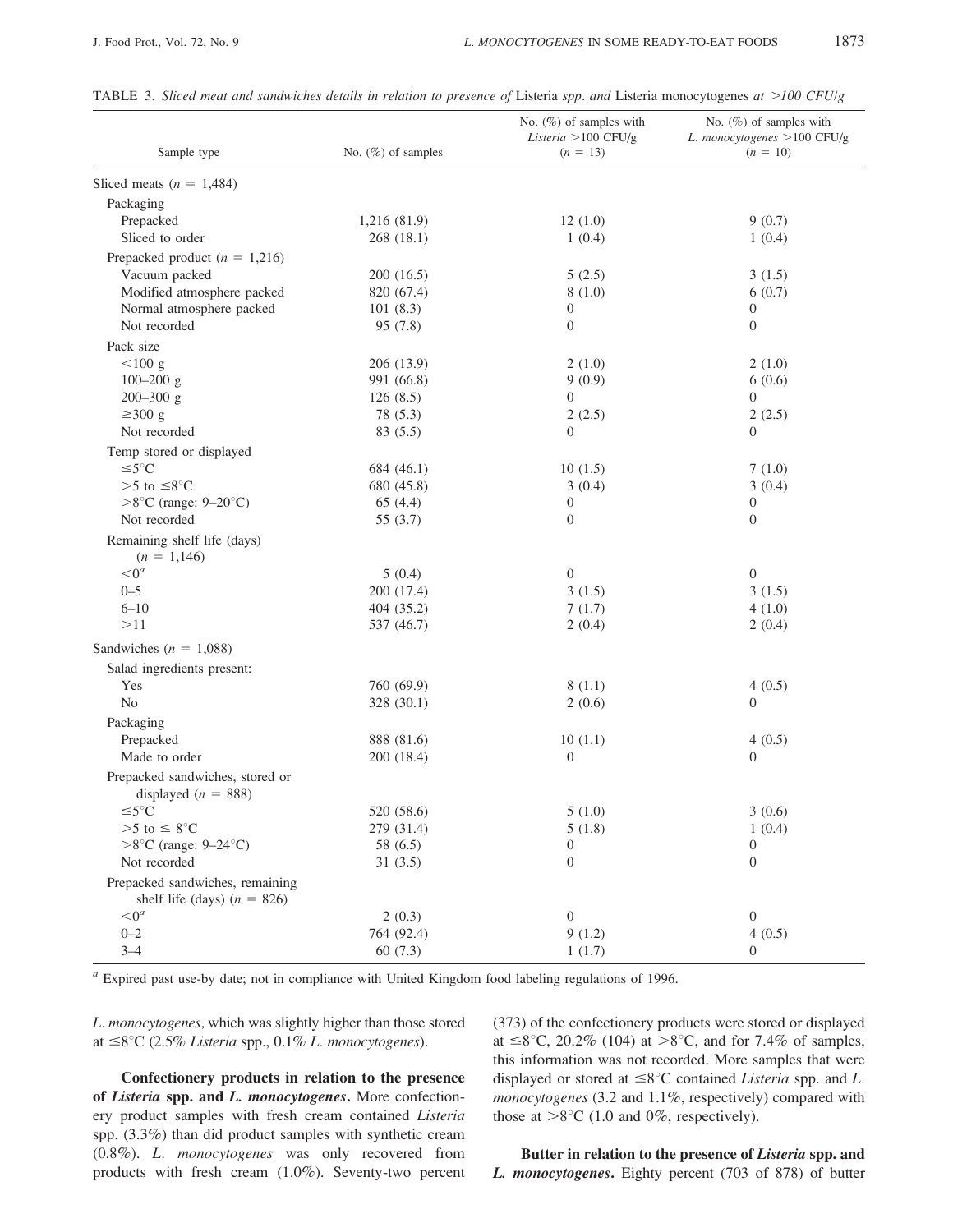TABLE 3. *Sliced meat and sandwiches details in relation to presence of* Listeria *spp. and* Listeria monocytogenes *at >100 CFU/g*

| Sample type | No. (%) of samples | No. (%) of samples with *Listeria* >100 CFU/g (*n* = 13) | No. (%) of samples with *L. monocytogenes* >100 CFU/g (*n* = 10) |
|---|---|---|---|
| Sliced meats (*n* = 1,484) | | | |
| Packaging | | | |
| Prepacked | 1,216 (81.9) | 12 (1.0) | 9 (0.7) |
| Sliced to order | 268 (18.1) | 1 (0.4) | 1 (0.4) |
| Prepacked product (*n* = 1,216) | | | |
| Vacuum packed | 200 (16.5) | 5 (2.5) | 3 (1.5) |
| Modified atmosphere packed | 820 (67.4) | 8 (1.0) | 6 (0.7) |
| Normal atmosphere packed | 101 (8.3) | 0 | 0 |
| Not recorded | 95 (7.8) | 0 | 0 |
| Pack size | | | |
| <100 g | 206 (13.9) | 2 (1.0) | 2 (1.0) |
| 100–200 g | 991 (66.8) | 9 (0.9) | 6 (0.6) |
| 200–300 g | 126 (8.5) | 0 | 0 |
| ≥300 g | 78 (5.3) | 2 (2.5) | 2 (2.5) |
| Not recorded | 83 (5.5) | 0 | 0 |
| Temp stored or displayed | | | |
| ≤5°C | 684 (46.1) | 10 (1.5) | 7 (1.0) |
| >5 to ≤8°C | 680 (45.8) | 3 (0.4) | 3 (0.4) |
| >8°C (range: 9–20°C) | 65 (4.4) | 0 | 0 |
| Not recorded | 55 (3.7) | 0 | 0 |
| Remaining shelf life (days) (*n* = 1,146) | | | |
| <0[a] | 5 (0.4) | 0 | 0 |
| 0–5 | 200 (17.4) | 3 (1.5) | 3 (1.5) |
| 6–10 | 404 (35.2) | 7 (1.7) | 4 (1.0) |
| >11 | 537 (46.7) | 2 (0.4) | 2 (0.4) |
| Sandwiches (*n* = 1,088) | | | |
| Salad ingredients present: | | | |
| Yes | 760 (69.9) | 8 (1.1) | 4 (0.5) |
| No | 328 (30.1) | 2 (0.6) | 0 |
| Packaging | | | |
| Prepacked | 888 (81.6) | 10 (1.1) | 4 (0.5) |
| Made to order | 200 (18.4) | 0 | 0 |
| Prepacked sandwiches, stored or displayed (*n* = 888) | | | |
| ≤5°C | 520 (58.6) | 5 (1.0) | 3 (0.6) |
| >5 to ≤ 8°C | 279 (31.4) | 5 (1.8) | 1 (0.4) |
| >8°C (range: 9–24°C) | 58 (6.5) | 0 | 0 |
| Not recorded | 31 (3.5) | 0 | 0 |
| Prepacked sandwiches, remaining shelf life (days) (*n* = 826) | | | |
| <0[a] | 2 (0.3) | 0 | 0 |
| 0–2 | 764 (92.4) | 9 (1.2) | 4 (0.5) |
| 3–4 | 60 (7.3) | 1 (1.7) | 0 |

[a] Expired past use-by date; not in compliance with United Kingdom food labeling regulations of 1996.

*L. monocytogenes,* which was slightly higher than those stored at ≤8°C (2.5% *Listeria* spp., 0.1% *L. monocytogenes*).

**Confectionery products in relation to the presence of *Listeria* spp. and *L. monocytogenes*.** More confectionery product samples with fresh cream contained *Listeria* spp. (3.3%) than did product samples with synthetic cream (0.8%). *L. monocytogenes* was only recovered from products with fresh cream (1.0%). Seventy-two percent (373) of the confectionery products were stored or displayed at ≤8°C, 20.2% (104) at >8°C, and for 7.4% of samples, this information was not recorded. More samples that were displayed or stored at ≤8°C contained *Listeria* spp. and *L. monocytogenes* (3.2 and 1.1%, respectively) compared with those at >8°C (1.0 and 0%, respectively).

**Butter in relation to the presence of *Listeria* spp. and *L. monocytogenes*.** Eighty percent (703 of 878) of butter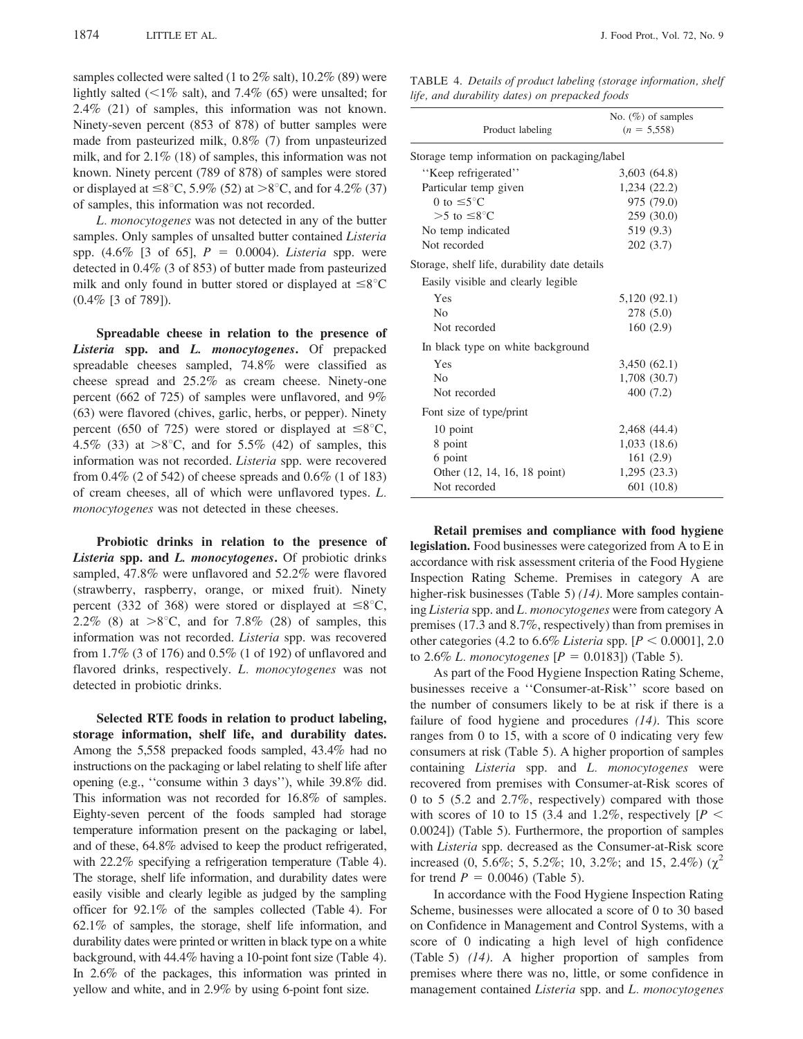samples collected were salted (1 to 2% salt), 10.2% (89) were lightly salted (<1% salt), and 7.4% (65) were unsalted; for 2.4% (21) of samples, this information was not known. Ninety-seven percent (853 of 878) of butter samples were made from pasteurized milk, 0.8% (7) from unpasteurized milk, and for 2.1% (18) of samples, this information was not known. Ninety percent (789 of 878) of samples were stored or displayed at ≤8°C, 5.9% (52) at >8°C, and for 4.2% (37) of samples, this information was not recorded.

*L. monocytogenes* was not detected in any of the butter samples. Only samples of unsalted butter contained *Listeria* spp. (4.6% [3 of 65], $P = 0.0004$). *Listeria* spp. were detected in 0.4% (3 of 853) of butter made from pasteurized milk and only found in butter stored or displayed at ≤8°C (0.4% [3 of 789]).

**Spreadable cheese in relation to the presence of *Listeria* spp. and *L. monocytogenes*.** Of prepacked spreadable cheeses sampled, 74.8% were classified as cheese spread and 25.2% as cream cheese. Ninety-one percent (662 of 725) of samples were unflavored, and 9% (63) were flavored (chives, garlic, herbs, or pepper). Ninety percent (650 of 725) were stored or displayed at ≤8°C, 4.5% (33) at >8°C, and for 5.5% (42) of samples, this information was not recorded. *Listeria* spp. were recovered from 0.4% (2 of 542) of cheese spreads and 0.6% (1 of 183) of cream cheeses, all of which were unflavored types. *L. monocytogenes* was not detected in these cheeses.

**Probiotic drinks in relation to the presence of *Listeria* spp. and *L. monocytogenes*.** Of probiotic drinks sampled, 47.8% were unflavored and 52.2% were flavored (strawberry, raspberry, orange, or mixed fruit). Ninety percent (332 of 368) were stored or displayed at ≤8°C, 2.2% (8) at >8°C, and for 7.8% (28) of samples, this information was not recorded. *Listeria* spp. was recovered from 1.7% (3 of 176) and 0.5% (1 of 192) of unflavored and flavored drinks, respectively. *L. monocytogenes* was not detected in probiotic drinks.

**Selected RTE foods in relation to product labeling, storage information, shelf life, and durability dates.** Among the 5,558 prepacked foods sampled, 43.4% had no instructions on the packaging or label relating to shelf life after opening (e.g., ''consume within 3 days''), while 39.8% did. This information was not recorded for 16.8% of samples. Eighty-seven percent of the foods sampled had storage temperature information present on the packaging or label, and of these, 64.8% advised to keep the product refrigerated, with 22.2% specifying a refrigeration temperature (Table 4). The storage, shelf life information, and durability dates were easily visible and clearly legible as judged by the sampling officer for 92.1% of the samples collected (Table 4). For 62.1% of samples, the storage, shelf life information, and durability dates were printed or written in black type on a white background, with 44.4% having a 10-point font size (Table 4). In 2.6% of the packages, this information was printed in yellow and white, and in 2.9% by using 6-point font size.

TABLE 4. *Details of product labeling (storage information, shelf life, and durability dates) on prepacked foods*

| Product labeling | No. (%) of samples ($n$ = 5,558) |
|---|---|
| Storage temp information on packaging/label | |
| ''Keep refrigerated'' | 3,603 (64.8) |
| Particular temp given | 1,234 (22.2) |
| 0 to ≤5°C | 975 (79.0) |
| >5 to ≤8°C | 259 (30.0) |
| No temp indicated | 519 (9.3) |
| Not recorded | 202 (3.7) |
| Storage, shelf life, durability date details | |
| Easily visible and clearly legible | |
| Yes | 5,120 (92.1) |
| No | 278 (5.0) |
| Not recorded | 160 (2.9) |
| In black type on white background | |
| Yes | 3,450 (62.1) |
| No | 1,708 (30.7) |
| Not recorded | 400 (7.2) |
| Font size of type/print | |
| 10 point | 2,468 (44.4) |
| 8 point | 1,033 (18.6) |
| 6 point | 161 (2.9) |
| Other (12, 14, 16, 18 point) | 1,295 (23.3) |
| Not recorded | 601 (10.8) |

**Retail premises and compliance with food hygiene legislation.** Food businesses were categorized from A to E in accordance with risk assessment criteria of the Food Hygiene Inspection Rating Scheme. Premises in category A are higher-risk businesses (Table 5) *(14)*. More samples containing *Listeria* spp. and *L. monocytogenes* were from category A premises (17.3 and 8.7%, respectively) than from premises in other categories (4.2 to 6.6% *Listeria* spp. [$P < 0.0001$], 2.0 to 2.6% *L. monocytogenes* [$P = 0.0183$]) (Table 5).

As part of the Food Hygiene Inspection Rating Scheme, businesses receive a ''Consumer-at-Risk'' score based on the number of consumers likely to be at risk if there is a failure of food hygiene and procedures *(14)*. This score ranges from 0 to 15, with a score of 0 indicating very few consumers at risk (Table 5). A higher proportion of samples containing *Listeria* spp. and *L. monocytogenes* were recovered from premises with Consumer-at-Risk scores of 0 to 5 (5.2 and 2.7%, respectively) compared with those with scores of 10 to 15 (3.4 and 1.2%, respectively [$P < 0.0024$]) (Table 5). Furthermore, the proportion of samples with *Listeria* spp. decreased as the Consumer-at-Risk score increased (0, 5.6%; 5, 5.2%; 10, 3.2%; and 15, 2.4%) ($\chi^2$ for trend $P = 0.0046$) (Table 5).

In accordance with the Food Hygiene Inspection Rating Scheme, businesses were allocated a score of 0 to 30 based on Confidence in Management and Control Systems, with a score of 0 indicating a high level of high confidence (Table 5) *(14)*. A higher proportion of samples from premises where there was no, little, or some confidence in management contained *Listeria* spp. and *L. monocytogenes*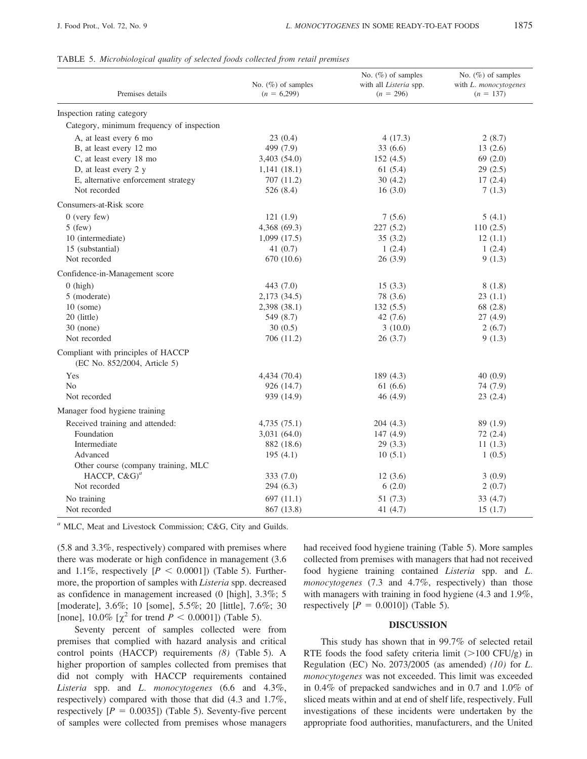TABLE 5. *Microbiological quality of selected foods collected from retail premises*

| Premises details | No. (%) of samples ($n$ = 6,299) | No. (%) of samples with all *Listeria* spp. ($n$ = 296) | No. (%) of samples with *L. monocytogenes* ($n$ = 137) |
|---|---|---|---|
| Inspection rating category | | | |
| Category, minimum frequency of inspection | | | |
| A, at least every 6 mo | 23 (0.4) | 4 (17.3) | 2 (8.7) |
| B, at least every 12 mo | 499 (7.9) | 33 (6.6) | 13 (2.6) |
| C, at least every 18 mo | 3,403 (54.0) | 152 (4.5) | 69 (2.0) |
| D, at least every 2 y | 1,141 (18.1) | 61 (5.4) | 29 (2.5) |
| E, alternative enforcement strategy | 707 (11.2) | 30 (4.2) | 17 (2.4) |
| Not recorded | 526 (8.4) | 16 (3.0) | 7 (1.3) |
| Consumers-at-Risk score | | | |
| 0 (very few) | 121 (1.9) | 7 (5.6) | 5 (4.1) |
| 5 (few) | 4,368 (69.3) | 227 (5.2) | 110 (2.5) |
| 10 (intermediate) | 1,099 (17.5) | 35 (3.2) | 12 (1.1) |
| 15 (substantial) | 41 (0.7) | 1 (2.4) | 1 (2.4) |
| Not recorded | 670 (10.6) | 26 (3.9) | 9 (1.3) |
| Confidence-in-Management score | | | |
| 0 (high) | 443 (7.0) | 15 (3.3) | 8 (1.8) |
| 5 (moderate) | 2,173 (34.5) | 78 (3.6) | 23 (1.1) |
| 10 (some) | 2,398 (38.1) | 132 (5.5) | 68 (2.8) |
| 20 (little) | 549 (8.7) | 42 (7.6) | 27 (4.9) |
| 30 (none) | 30 (0.5) | 3 (10.0) | 2 (6.7) |
| Not recorded | 706 (11.2) | 26 (3.7) | 9 (1.3) |
| Compliant with principles of HACCP (EC No. 852/2004, Article 5) | | | |
| Yes | 4,434 (70.4) | 189 (4.3) | 40 (0.9) |
| No | 926 (14.7) | 61 (6.6) | 74 (7.9) |
| Not recorded | 939 (14.9) | 46 (4.9) | 23 (2.4) |
| Manager food hygiene training | | | |
| Received training and attended: | 4,735 (75.1) | 204 (4.3) | 89 (1.9) |
| Foundation | 3,031 (64.0) | 147 (4.9) | 72 (2.4) |
| Intermediate | 882 (18.6) | 29 (3.3) | 11 (1.3) |
| Advanced | 195 (4.1) | 10 (5.1) | 1 (0.5) |
| Other course (company training, MLC HACCP, C&G)[a] | 333 (7.0) | 12 (3.6) | 3 (0.9) |
| Not recorded | 294 (6.3) | 6 (2.0) | 2 (0.7) |
| No training | 697 (11.1) | 51 (7.3) | 33 (4.7) |
| Not recorded | 867 (13.8) | 41 (4.7) | 15 (1.7) |

[a] MLC, Meat and Livestock Commission; C&G, City and Guilds.

(5.8 and 3.3%, respectively) compared with premises where there was moderate or high confidence in management (3.6 and 1.1%, respectively [$P < 0.0001$]) (Table 5). Furthermore, the proportion of samples with *Listeria* spp. decreased as confidence in management increased (0 [high], 3.3%; 5 [moderate], 3.6%; 10 [some], 5.5%; 20 [little], 7.6%; 30 [none], 10.0% [$\chi^2$ for trend $P < 0.0001$]) (Table 5).

Seventy percent of samples collected were from premises that complied with hazard analysis and critical control points (HACCP) requirements *(8)* (Table 5). A higher proportion of samples collected from premises that did not comply with HACCP requirements contained *Listeria* spp. and *L. monocytogenes* (6.6 and 4.3%, respectively) compared with those that did (4.3 and 1.7%, respectively [$P = 0.0035$]) (Table 5). Seventy-five percent of samples were collected from premises whose managers had received food hygiene training (Table 5). More samples collected from premises with managers that had not received food hygiene training contained *Listeria* spp. and *L. monocytogenes* (7.3 and 4.7%, respectively) than those with managers with training in food hygiene (4.3 and 1.9%, respectively [$P = 0.0010$]) (Table 5).

## DISCUSSION

This study has shown that in 99.7% of selected retail RTE foods the food safety criteria limit (>100 CFU/g) in Regulation (EC) No. 2073/2005 (as amended) *(10)* for *L. monocytogenes* was not exceeded. This limit was exceeded in 0.4% of prepacked sandwiches and in 0.7 and 1.0% of sliced meats within and at end of shelf life, respectively. Full investigations of these incidents were undertaken by the appropriate food authorities, manufacturers, and the United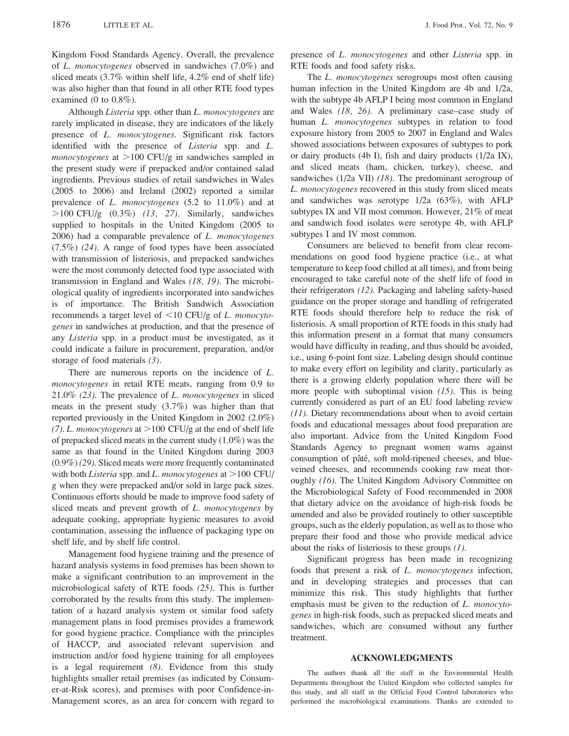Kingdom Food Standards Agency. Overall, the prevalence of *L. monocytogenes* observed in sandwiches (7.0%) and sliced meats (3.7% within shelf life, 4.2% end of shelf life) was also higher than that found in all other RTE food types examined (0 to 0.8%).

Although *Listeria* spp. other than *L. monocytogenes* are rarely implicated in disease, they are indicators of the likely presence of *L. monocytogenes*. Significant risk factors identified with the presence of *Listeria* spp. and *L. monocytogenes* at >100 CFU/g in sandwiches sampled in the present study were if prepacked and/or contained salad ingredients. Previous studies of retail sandwiches in Wales (2005 to 2006) and Ireland (2002) reported a similar prevalence of *L. monocytogenes* (5.2 to 11.0%) and at >100 CFU/g (0.3%) *(13, 27)*. Similarly, sandwiches supplied to hospitals in the United Kingdom (2005 to 2006) had a comparable prevalence of *L. monocytogenes* (7.5%) *(24)*. A range of food types have been associated with transmission of listeriosis, and prepacked sandwiches were the most commonly detected food type associated with transmission in England and Wales *(18, 19)*. The microbiological quality of ingredients incorporated into sandwiches is of importance. The British Sandwich Association recommends a target level of <10 CFU/g of *L. monocytogenes* in sandwiches at production, and that the presence of any *Listeria* spp. in a product must be investigated, as it could indicate a failure in procurement, preparation, and/or storage of food materials *(3)*.

There are numerous reports on the incidence of *L. monocytogenes* in retail RTE meats, ranging from 0.9 to 21.0% *(23)*. The prevalence of *L. monocytogenes* in sliced meats in the present study (3.7%) was higher than that reported previously in the United Kingdom in 2002 (2.0%) *(7)*. *L. monocytogenes* at >100 CFU/g at the end of shelf life of prepacked sliced meats in the current study (1.0%) was the same as that found in the United Kingdom during 2003 (0.9%) *(29)*. Sliced meats were more frequently contaminated with both *Listeria* spp. and *L. monocytogenes* at >100 CFU/g when they were prepacked and/or sold in large pack sizes. Continuous efforts should be made to improve food safety of sliced meats and prevent growth of *L. monocytogenes* by adequate cooking, appropriate hygienic measures to avoid contamination, assessing the influence of packaging type on shelf life, and by shelf life control.

Management food hygiene training and the presence of hazard analysis systems in food premises has been shown to make a significant contribution to an improvement in the microbiological safety of RTE foods *(25)*. This is further corroborated by the results from this study. The implementation of a hazard analysis system or similar food safety management plans in food premises provides a framework for good hygiene practice. Compliance with the principles of HACCP, and associated relevant supervision and instruction and/or food hygiene training for all employees is a legal requirement *(8)*. Evidence from this study highlights smaller retail premises (as indicated by Consumer-at-Risk scores), and premises with poor Confidence-in-Management scores, as an area for concern with regard to presence of *L. monocytogenes* and other *Listeria* spp. in RTE foods and food safety risks.

The *L. monocytogenes* serogroups most often causing human infection in the United Kingdom are 4b and 1/2a, with the subtype 4b AFLP I being most common in England and Wales *(18, 26)*. A preliminary case–case study of human *L. monocytogenes* subtypes in relation to food exposure history from 2005 to 2007 in England and Wales showed associations between exposures of subtypes to pork or dairy products (4b I), fish and dairy products (1/2a IX), and sliced meats (ham, chicken, turkey), cheese, and sandwiches (1/2a VII) *(18)*. The predominant serogroup of *L. monocytogenes* recovered in this study from sliced meats and sandwiches was serotype 1/2a (63%), with AFLP subtypes IX and VII most common. However, 21% of meat and sandwich food isolates were serotype 4b, with AFLP subtypes I and IV most common.

Consumers are believed to benefit from clear recommendations on good food hygiene practice (i.e., at what temperature to keep food chilled at all times), and from being encouraged to take careful note of the shelf life of food in their refrigerators *(12)*. Packaging and labeling safety-based guidance on the proper storage and handling of refrigerated RTE foods should therefore help to reduce the risk of listeriosis. A small proportion of RTE foods in this study had this information present in a format that many consumers would have difficulty in reading, and thus should be avoided, i.e., using 6-point font size. Labeling design should continue to make every effort on legibility and clarity, particularly as there is a growing elderly population where there will be more people with suboptimal vision *(15)*. This is being currently considered as part of an EU food labeling review *(11)*. Dietary recommendations about when to avoid certain foods and educational messages about food preparation are also important. Advice from the United Kingdom Food Standards Agency to pregnant women warns against consumption of pâté, soft mold-ripened cheeses, and blue-veined cheeses, and recommends cooking raw meat thoroughly *(16)*. The United Kingdom Advisory Committee on the Microbiological Safety of Food recommended in 2008 that dietary advice on the avoidance of high-risk foods be amended and also be provided routinely to other susceptible groups, such as the elderly population, as well as to those who prepare their food and those who provide medical advice about the risks of listeriosis to these groups *(1)*.

Significant progress has been made in recognizing foods that present a risk of *L. monocytogenes* infection, and in developing strategies and processes that can minimize this risk. This study highlights that further emphasis must be given to the reduction of *L. monocytogenes* in high-risk foods, such as prepacked sliced meats and sandwiches, which are consumed without any further treatment.

## ACKNOWLEDGMENTS

The authors thank all the staff in the Environmental Health Departments throughout the United Kingdom who collected samples for this study, and all staff in the Official Food Control laboratories who performed the microbiological examinations. Thanks are extended to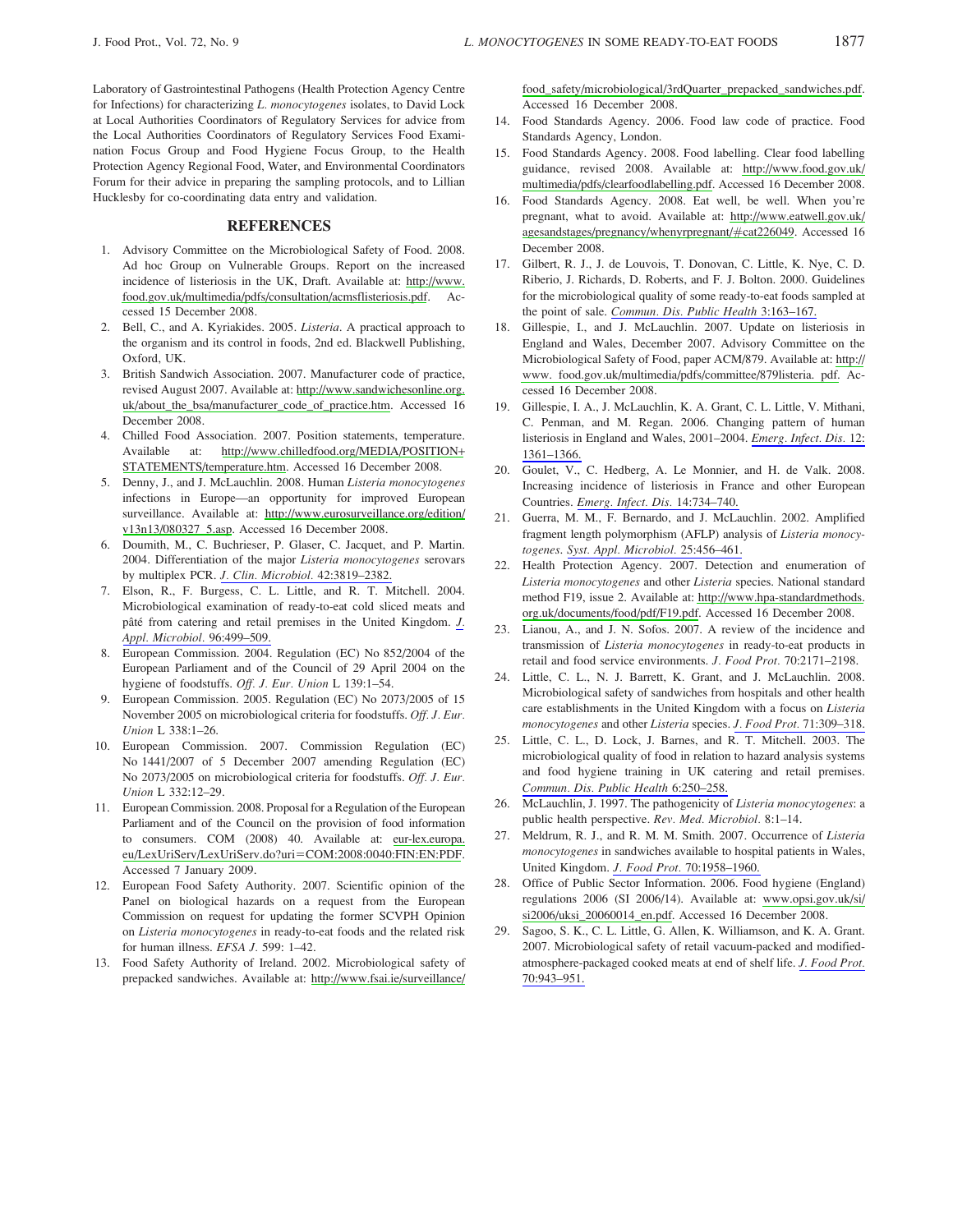Laboratory of Gastrointestinal Pathogens (Health Protection Agency Centre for Infections) for characterizing *L. monocytogenes* isolates, to David Lock at Local Authorities Coordinators of Regulatory Services for advice from the Local Authorities Coordinators of Regulatory Services Food Examination Focus Group and Food Hygiene Focus Group, to the Health Protection Agency Regional Food, Water, and Environmental Coordinators Forum for their advice in preparing the sampling protocols, and to Lillian Hucklesby for co-coordinating data entry and validation.

## REFERENCES

1. Advisory Committee on the Microbiological Safety of Food. 2008. Ad hoc Group on Vulnerable Groups. Report on the increased incidence of listeriosis in the UK, Draft. Available at: http://www.food.gov.uk/multimedia/pdfs/consultation/acmsflisteriosis.pdf. Accessed 15 December 2008.
2. Bell, C., and A. Kyriakides. 2005. *Listeria*. A practical approach to the organism and its control in foods, 2nd ed. Blackwell Publishing, Oxford, UK.
3. British Sandwich Association. 2007. Manufacturer code of practice, revised August 2007. Available at: http://www.sandwichesonline.org.uk/about_the_bsa/manufacturer_code_of_practice.htm. Accessed 16 December 2008.
4. Chilled Food Association. 2007. Position statements, temperature. Available at: http://www.chilledfood.org/MEDIA/POSITION+STATEMENTS/temperature.htm. Accessed 16 December 2008.
5. Denny, J., and J. McLauchlin. 2008. Human *Listeria monocytogenes* infections in Europe—an opportunity for improved European surveillance. Available at: http://www.eurosurveillance.org/edition/v13n13/080327_5.asp. Accessed 16 December 2008.
6. Doumith, M., C. Buchrieser, P. Glaser, C. Jacquet, and P. Martin. 2004. Differentiation of the major *Listeria monocytogenes* serovars by multiplex PCR. *J. Clin. Microbiol.* 42:3819–2382.
7. Elson, R., F. Burgess, C. L. Little, and R. T. Mitchell. 2004. Microbiological examination of ready-to-eat cold sliced meats and pâté from catering and retail premises in the United Kingdom. *J. Appl. Microbiol.* 96:499–509.
8. European Commission. 2004. Regulation (EC) No 852/2004 of the European Parliament and of the Council of 29 April 2004 on the hygiene of foodstuffs. *Off. J. Eur. Union* L 139:1–54.
9. European Commission. 2005. Regulation (EC) No 2073/2005 of 15 November 2005 on microbiological criteria for foodstuffs. *Off. J. Eur. Union* L 338:1–26.
10. European Commission. 2007. Commission Regulation (EC) No 1441/2007 of 5 December 2007 amending Regulation (EC) No 2073/2005 on microbiological criteria for foodstuffs. *Off. J. Eur. Union* L 332:12–29.
11. European Commission. 2008. Proposal for a Regulation of the European Parliament and of the Council on the provision of food information to consumers. COM (2008) 40. Available at: eur-lex.europa.eu/LexUriServ/LexUriServ.do?uri=COM:2008:0040:FIN:EN:PDF. Accessed 7 January 2009.
12. European Food Safety Authority. 2007. Scientific opinion of the Panel on biological hazards on a request from the European Commission on request for updating the former SCVPH Opinion on *Listeria monocytogenes* in ready-to-eat foods and the related risk for human illness. *EFSA J.* 599: 1–42.
13. Food Safety Authority of Ireland. 2002. Microbiological safety of prepacked sandwiches. Available at: http://www.fsai.ie/surveillance/food_safety/microbiological/3rdQuarter_prepacked_sandwiches.pdf. Accessed 16 December 2008.
14. Food Standards Agency. 2006. Food law code of practice. Food Standards Agency, London.
15. Food Standards Agency. 2008. Food labelling. Clear food labelling guidance, revised 2008. Available at: http://www.food.gov.uk/multimedia/pdfs/clearfoodlabelling.pdf. Accessed 16 December 2008.
16. Food Standards Agency. 2008. Eat well, be well. When you're pregnant, what to avoid. Available at: http://www.eatwell.gov.uk/agesandstages/pregnancy/whenyrpregnant/#cat226049. Accessed 16 December 2008.
17. Gilbert, R. J., J. de Louvois, T. Donovan, C. Little, K. Nye, C. D. Riberio, J. Richards, D. Roberts, and F. J. Bolton. 2000. Guidelines for the microbiological quality of some ready-to-eat foods sampled at the point of sale. *Commun. Dis. Public Health* 3:163–167.
18. Gillespie, I., and J. McLauchlin. 2007. Update on listeriosis in England and Wales, December 2007. Advisory Committee on the Microbiological Safety of Food, paper ACM/879. Available at: http://www. food.gov.uk/multimedia/pdfs/committee/879listeria. pdf. Accessed 16 December 2008.
19. Gillespie, I. A., J. McLauchlin, K. A. Grant, C. L. Little, V. Mithani, C. Penman, and M. Regan. 2006. Changing pattern of human listeriosis in England and Wales, 2001–2004. *Emerg. Infect. Dis.* 12: 1361–1366.
20. Goulet, V., C. Hedberg, A. Le Monnier, and H. de Valk. 2008. Increasing incidence of listeriosis in France and other European Countries. *Emerg. Infect. Dis.* 14:734–740.
21. Guerra, M. M., F. Bernardo, and J. McLauchlin. 2002. Amplified fragment length polymorphism (AFLP) analysis of *Listeria monocytogenes*. *Syst. Appl. Microbiol.* 25:456–461.
22. Health Protection Agency. 2007. Detection and enumeration of *Listeria monocytogenes* and other *Listeria* species. National standard method F19, issue 2. Available at: http://www.hpa-standardmethods.org.uk/documents/food/pdf/F19.pdf. Accessed 16 December 2008.
23. Lianou, A., and J. N. Sofos. 2007. A review of the incidence and transmission of *Listeria monocytogenes* in ready-to-eat products in retail and food service environments. *J. Food Prot.* 70:2171–2198.
24. Little, C. L., N. J. Barrett, K. Grant, and J. McLauchlin. 2008. Microbiological safety of sandwiches from hospitals and other health care establishments in the United Kingdom with a focus on *Listeria monocytogenes* and other *Listeria* species. *J. Food Prot.* 71:309–318.
25. Little, C. L., D. Lock, J. Barnes, and R. T. Mitchell. 2003. The microbiological quality of food in relation to hazard analysis systems and food hygiene training in UK catering and retail premises. *Commun. Dis. Public Health* 6:250–258.
26. McLauchlin, J. 1997. The pathogenicity of *Listeria monocytogenes*: a public health perspective. *Rev. Med. Microbiol.* 8:1–14.
27. Meldrum, R. J., and R. M. M. Smith. 2007. Occurrence of *Listeria monocytogenes* in sandwiches available to hospital patients in Wales, United Kingdom. *J. Food Prot.* 70:1958–1960.
28. Office of Public Sector Information. 2006. Food hygiene (England) regulations 2006 (SI 2006/14). Available at: www.opsi.gov.uk/si/si2006/uksi_20060014_en.pdf. Accessed 16 December 2008.
29. Sagoo, S. K., C. L. Little, G. Allen, K. Williamson, and K. A. Grant. 2007. Microbiological safety of retail vacuum-packed and modified-atmosphere-packaged cooked meats at end of shelf life. *J. Food Prot.* 70:943–951.